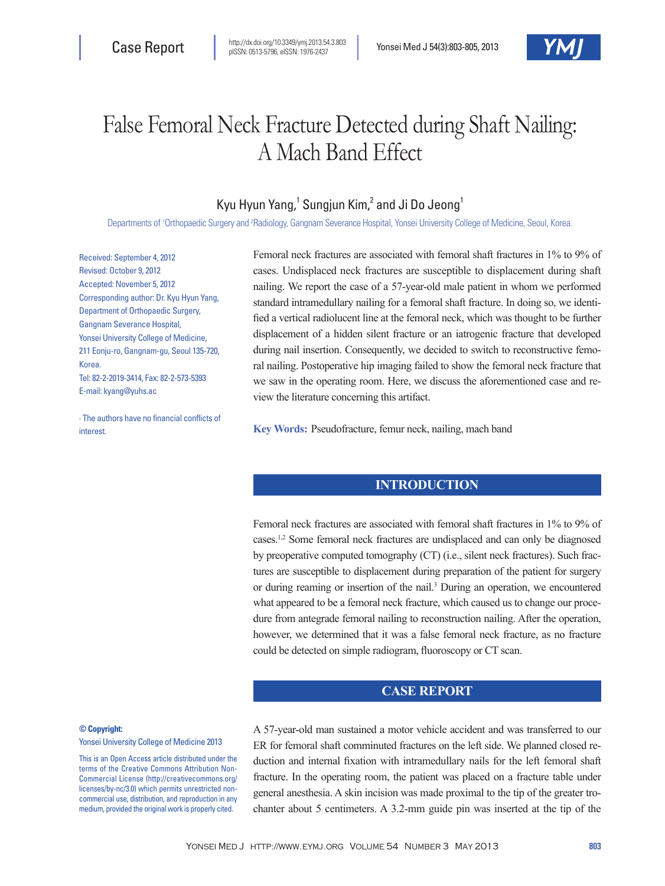# False Femoral Neck Fracture Detected during Shaft Nailing: A Mach Band Effect

Kyu Hyun Yang,[1] Sungjun Kim,[2] and Ji Do Jeong[1]

Departments of [1]Orthopaedic Surgery and [2]Radiology, Gangnam Severance Hospital, Yonsei University College of Medicine, Seoul, Korea.

Received: September 4, 2012
Revised: October 9, 2012
Accepted: November 5, 2012
Corresponding author: Dr. Kyu Hyun Yang, Department of Orthopaedic Surgery, Gangnam Severance Hospital, Yonsei University College of Medicine, 211 Eonju-ro, Gangnam-gu, Seoul 135-720, Korea.
Tel: 82-2-2019-3414, Fax: 82-2-573-5393
E-mail: kyang@yuhs.ac

∙ The authors have no financial conflicts of interest.

Femoral neck fractures are associated with femoral shaft fractures in 1% to 9% of cases. Undisplaced neck fractures are susceptible to displacement during shaft nailing. We report the case of a 57-year-old male patient in whom we performed standard intramedullary nailing for a femoral shaft fracture. In doing so, we identified a vertical radiolucent line at the femoral neck, which was thought to be further displacement of a hidden silent fracture or an iatrogenic fracture that developed during nail insertion. Consequently, we decided to switch to reconstructive femoral nailing. Postoperative hip imaging failed to show the femoral neck fracture that we saw in the operating room. Here, we discuss the aforementioned case and review the literature concerning this artifact.

**Key Words:** Pseudofracture, femur neck, nailing, mach band

## INTRODUCTION

Femoral neck fractures are associated with femoral shaft fractures in 1% to 9% of cases.[1,2] Some femoral neck fractures are undisplaced and can only be diagnosed by preoperative computed tomography (CT) (i.e., silent neck fractures). Such fractures are susceptible to displacement during preparation of the patient for surgery or during reaming or insertion of the nail.[3] During an operation, we encountered what appeared to be a femoral neck fracture, which caused us to change our procedure from antegrade femoral nailing to reconstruction nailing. After the operation, however, we determined that it was a false femoral neck fracture, as no fracture could be detected on simple radiogram, fluoroscopy or CT scan.

## CASE REPORT

A 57-year-old man sustained a motor vehicle accident and was transferred to our ER for femoral shaft comminuted fractures on the left side. We planned closed reduction and internal fixation with intramedullary nails for the left femoral shaft fracture. In the operating room, the patient was placed on a fracture table under general anesthesia. A skin incision was made proximal to the tip of the greater trochanter about 5 centimeters. A 3.2-mm guide pin was inserted at the tip of the

**© Copyright:**
Yonsei University College of Medicine 2013

This is an Open Access article distributed under the terms of the Creative Commons Attribution Non-Commercial License (http://creativecommons.org/licenses/by-nc/3.0) which permits unrestricted non-commercial use, distribution, and reproduction in any medium, provided the original work is properly cited.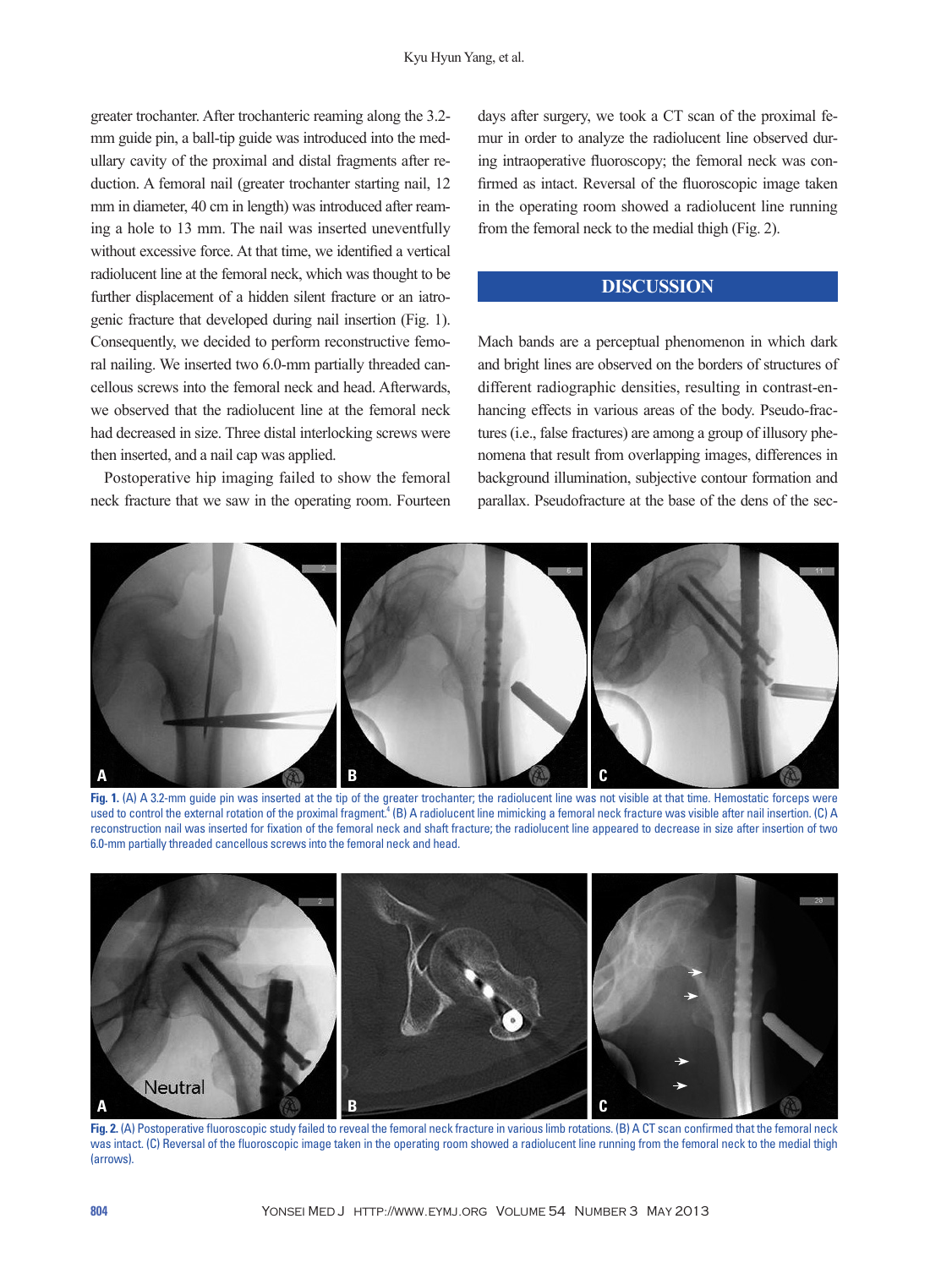greater trochanter. After trochanteric reaming along the 3.2-mm guide pin, a ball-tip guide was introduced into the medullary cavity of the proximal and distal fragments after reduction. A femoral nail (greater trochanter starting nail, 12 mm in diameter, 40 cm in length) was introduced after reaming a hole to 13 mm. The nail was inserted uneventfully without excessive force. At that time, we identified a vertical radiolucent line at the femoral neck, which was thought to be further displacement of a hidden silent fracture or an iatrogenic fracture that developed during nail insertion (Fig. 1). Consequently, we decided to perform reconstructive femoral nailing. We inserted two 6.0-mm partially threaded cancellous screws into the femoral neck and head. Afterwards, we observed that the radiolucent line at the femoral neck had decreased in size. Three distal interlocking screws were then inserted, and a nail cap was applied.

Postoperative hip imaging failed to show the femoral neck fracture that we saw in the operating room. Fourteen days after surgery, we took a CT scan of the proximal femur in order to analyze the radiolucent line observed during intraoperative fluoroscopy; the femoral neck was confirmed as intact. Reversal of the fluoroscopic image taken in the operating room showed a radiolucent line running from the femoral neck to the medial thigh (Fig. 2).

## DISCUSSION

Mach bands are a perceptual phenomenon in which dark and bright lines are observed on the borders of structures of different radiographic densities, resulting in contrast-enhancing effects in various areas of the body. Pseudo-fractures (i.e., false fractures) are among a group of illusory phenomena that result from overlapping images, differences in background illumination, subjective contour formation and parallax. Pseudofracture at the base of the dens of the sec-

**Fig. 1.** (A) A 3.2-mm guide pin was inserted at the tip of the greater trochanter; the radiolucent line was not visible at that time. Hemostatic forceps were used to control the external rotation of the proximal fragment.[4] (B) A radiolucent line mimicking a femoral neck fracture was visible after nail insertion. (C) A reconstruction nail was inserted for fixation of the femoral neck and shaft fracture; the radiolucent line appeared to decrease in size after insertion of two 6.0-mm partially threaded cancellous screws into the femoral neck and head.

**Fig. 2.** (A) Postoperative fluoroscopic study failed to reveal the femoral neck fracture in various limb rotations. (B) A CT scan confirmed that the femoral neck was intact. (C) Reversal of the fluoroscopic image taken in the operating room showed a radiolucent line running from the femoral neck to the medial thigh (arrows).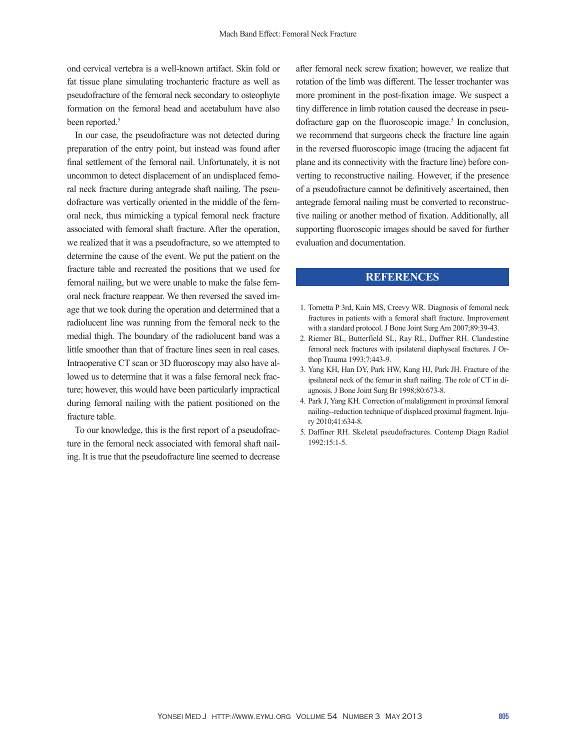ond cervical vertebra is a well-known artifact. Skin fold or fat tissue plane simulating trochanteric fracture as well as pseudofracture of the femoral neck secondary to osteophyte formation on the femoral head and acetabulum have also been reported.[5]

In our case, the pseudofracture was not detected during preparation of the entry point, but instead was found after final settlement of the femoral nail. Unfortunately, it is not uncommon to detect displacement of an undisplaced femoral neck fracture during antegrade shaft nailing. The pseudofracture was vertically oriented in the middle of the femoral neck, thus mimicking a typical femoral neck fracture associated with femoral shaft fracture. After the operation, we realized that it was a pseudofracture, so we attempted to determine the cause of the event. We put the patient on the fracture table and recreated the positions that we used for femoral nailing, but we were unable to make the false femoral neck fracture reappear. We then reversed the saved image that we took during the operation and determined that a radiolucent line was running from the femoral neck to the medial thigh. The boundary of the radiolucent band was a little smoother than that of fracture lines seen in real cases. Intraoperative CT scan or 3D fluoroscopy may also have allowed us to determine that it was a false femoral neck fracture; however, this would have been particularly impractical during femoral nailing with the patient positioned on the fracture table.

To our knowledge, this is the first report of a pseudofracture in the femoral neck associated with femoral shaft nailing. It is true that the pseudofracture line seemed to decrease after femoral neck screw fixation; however, we realize that rotation of the limb was different. The lesser trochanter was more prominent in the post-fixation image. We suspect a tiny difference in limb rotation caused the decrease in pseudofracture gap on the fluoroscopic image.[5] In conclusion, we recommend that surgeons check the fracture line again in the reversed fluoroscopic image (tracing the adjacent fat plane and its connectivity with the fracture line) before converting to reconstructive nailing. However, if the presence of a pseudofracture cannot be definitively ascertained, then antegrade femoral nailing must be converted to reconstructive nailing or another method of fixation. Additionally, all supporting fluoroscopic images should be saved for further evaluation and documentation.

## REFERENCES

1. Tornetta P 3rd, Kain MS, Creevy WR. Diagnosis of femoral neck fractures in patients with a femoral shaft fracture. Improvement with a standard protocol. J Bone Joint Surg Am 2007;89:39-43.
2. Riemer BL, Butterfield SL, Ray RL, Daffner RH. Clandestine femoral neck fractures with ipsilateral diaphyseal fractures. J Orthop Trauma 1993;7:443-9.
3. Yang KH, Han DY, Park HW, Kang HJ, Park JH. Fracture of the ipsilateral neck of the femur in shaft nailing. The role of CT in diagnosis. J Bone Joint Surg Br 1998;80:673-8.
4. Park J, Yang KH. Correction of malalignment in proximal femoral nailing--reduction technique of displaced proximal fragment. Injury 2010;41:634-8.
5. Daffner RH. Skeletal pseudofractures. Contemp Diagn Radiol 1992:15:1-5.